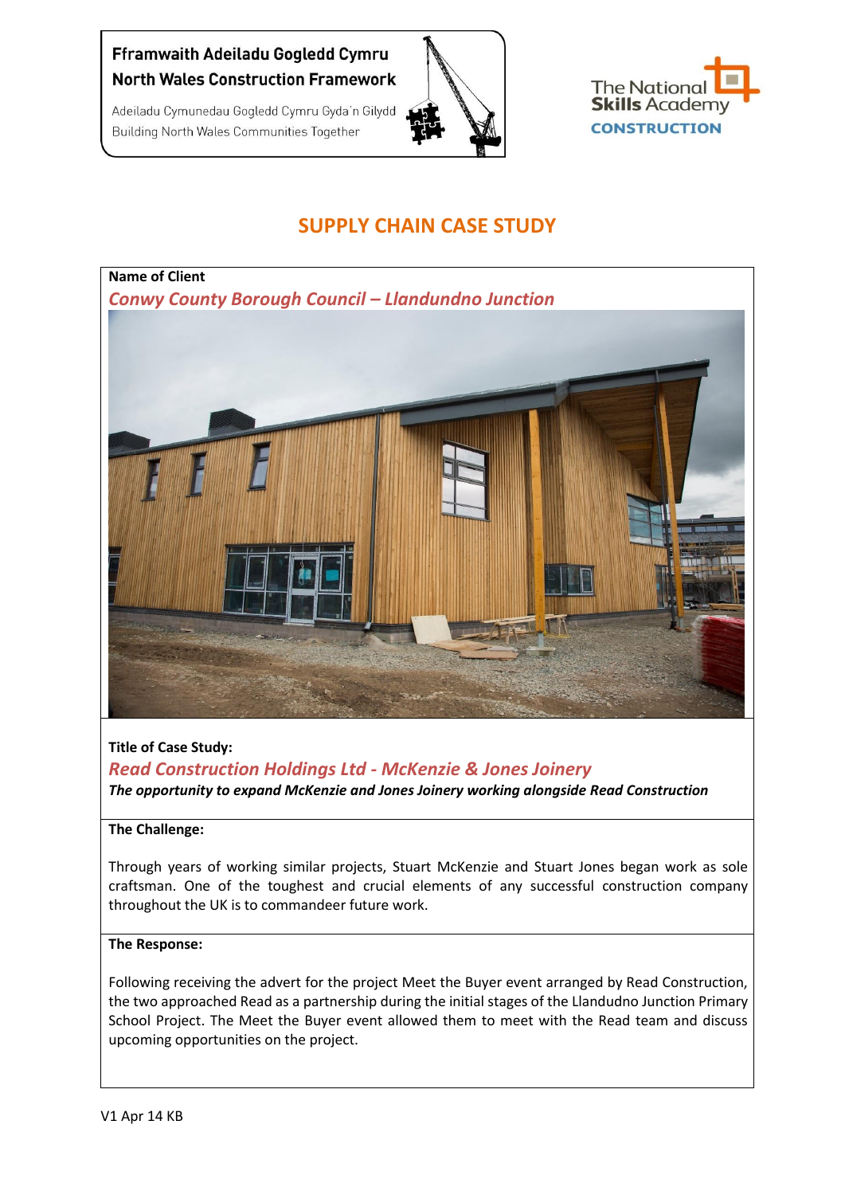Fframwaith Adeiladu Gogledd Cymru
North Wales Construction Framework

Adeiladu Cymunedau Gogledd Cymru Gyda'n Gilydd
Building North Wales Communities Together

The National Skills Academy
CONSTRUCTION

# SUPPLY CHAIN CASE STUDY

**Name of Client**

*Conwy County Borough Council – Llandundno Junction*

**Title of Case Study:**

***Read Construction Holdings Ltd - McKenzie & Jones Joinery***

***The opportunity to expand McKenzie and Jones Joinery working alongside Read Construction***

**The Challenge:**

Through years of working similar projects, Stuart McKenzie and Stuart Jones began work as sole craftsman. One of the toughest and crucial elements of any successful construction company throughout the UK is to commandeer future work.

**The Response:**

Following receiving the advert for the project Meet the Buyer event arranged by Read Construction, the two approached Read as a partnership during the initial stages of the Llandudno Junction Primary School Project. The Meet the Buyer event allowed them to meet with the Read team and discuss upcoming opportunities on the project.

V1 Apr 14 KB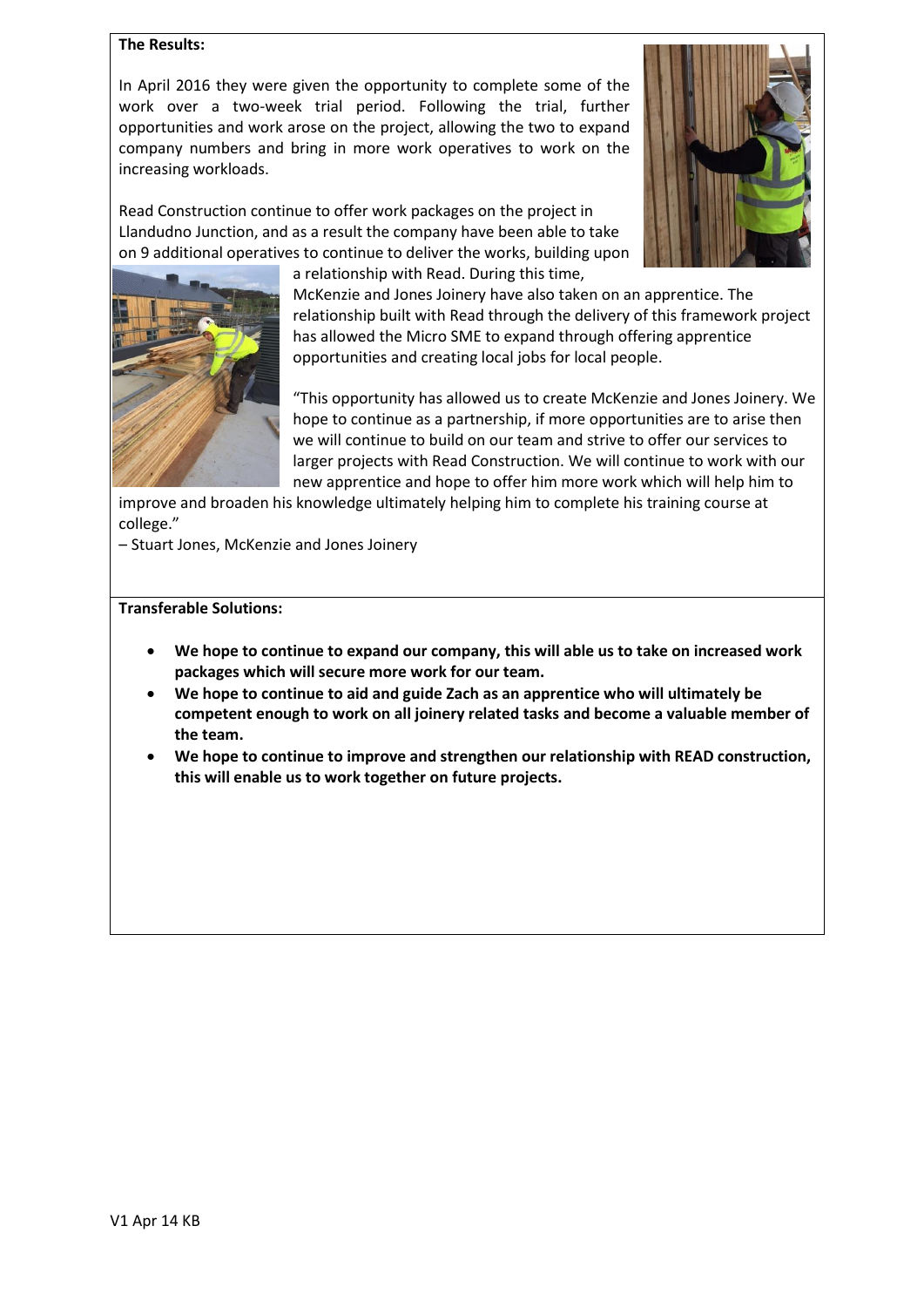**The Results:**

In April 2016 they were given the opportunity to complete some of the work over a two-week trial period. Following the trial, further opportunities and work arose on the project, allowing the two to expand company numbers and bring in more work operatives to work on the increasing workloads.

Read Construction continue to offer work packages on the project in Llandudno Junction, and as a result the company have been able to take on 9 additional operatives to continue to deliver the works, building upon a relationship with Read. During this time, McKenzie and Jones Joinery have also taken on an apprentice. The relationship built with Read through the delivery of this framework project has allowed the Micro SME to expand through offering apprentice opportunities and creating local jobs for local people.

"This opportunity has allowed us to create McKenzie and Jones Joinery. We hope to continue as a partnership, if more opportunities are to arise then we will continue to build on our team and strive to offer our services to larger projects with Read Construction. We will continue to work with our new apprentice and hope to offer him more work which will help him to improve and broaden his knowledge ultimately helping him to complete his training course at college."

– Stuart Jones, McKenzie and Jones Joinery

**Transferable Solutions:**

- **We hope to continue to expand our company, this will able us to take on increased work packages which will secure more work for our team.**
- **We hope to continue to aid and guide Zach as an apprentice who will ultimately be competent enough to work on all joinery related tasks and become a valuable member of the team.**
- **We hope to continue to improve and strengthen our relationship with READ construction, this will enable us to work together on future projects.**

V1 Apr 14 KB